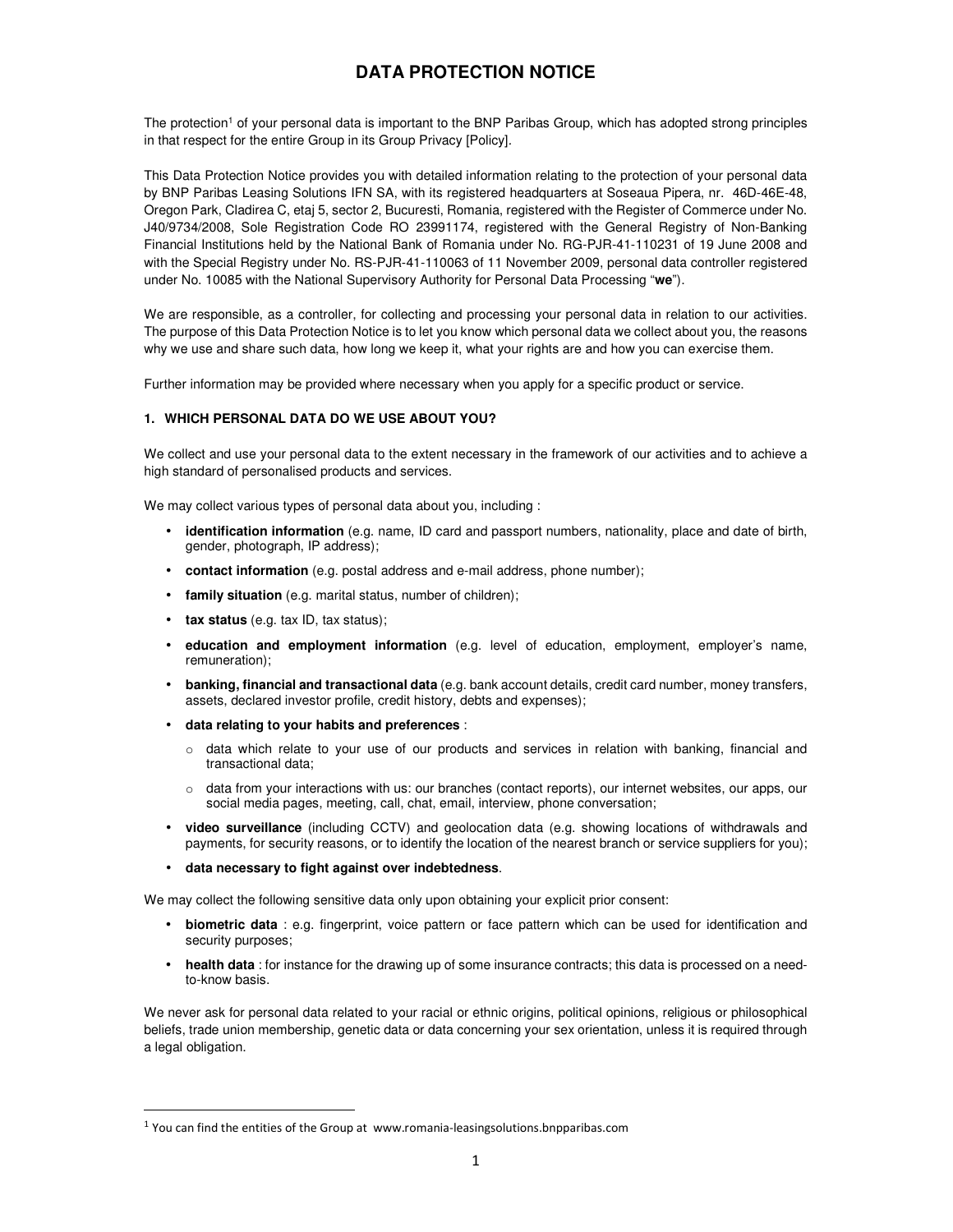# DATA PROTECTION NOTICE

The protection[1] of your personal data is important to the BNP Paribas Group, which has adopted strong principles in that respect for the entire Group in its Group Privacy [Policy].

This Data Protection Notice provides you with detailed information relating to the protection of your personal data by BNP Paribas Leasing Solutions IFN SA, with its registered headquarters at Soseaua Pipera, nr. 46D-46E-48, Oregon Park, Cladirea C, etaj 5, sector 2, Bucuresti, Romania, registered with the Register of Commerce under No. J40/9734/2008, Sole Registration Code RO 23991174, registered with the General Registry of Non-Banking Financial Institutions held by the National Bank of Romania under No. RG-PJR-41-110231 of 19 June 2008 and with the Special Registry under No. RS-PJR-41-110063 of 11 November 2009, personal data controller registered under No. 10085 with the National Supervisory Authority for Personal Data Processing "**we**").

We are responsible, as a controller, for collecting and processing your personal data in relation to our activities. The purpose of this Data Protection Notice is to let you know which personal data we collect about you, the reasons why we use and share such data, how long we keep it, what your rights are and how you can exercise them.

Further information may be provided where necessary when you apply for a specific product or service.

## 1. WHICH PERSONAL DATA DO WE USE ABOUT YOU?

We collect and use your personal data to the extent necessary in the framework of our activities and to achieve a high standard of personalised products and services.

We may collect various types of personal data about you, including :

- **identification information** (e.g. name, ID card and passport numbers, nationality, place and date of birth, gender, photograph, IP address);
- **contact information** (e.g. postal address and e-mail address, phone number);
- **family situation** (e.g. marital status, number of children);
- **tax status** (e.g. tax ID, tax status);
- **education and employment information** (e.g. level of education, employment, employer's name, remuneration);
- **banking, financial and transactional data** (e.g. bank account details, credit card number, money transfers, assets, declared investor profile, credit history, debts and expenses);
- **data relating to your habits and preferences** :
  - data which relate to your use of our products and services in relation with banking, financial and transactional data;
  - data from your interactions with us: our branches (contact reports), our internet websites, our apps, our social media pages, meeting, call, chat, email, interview, phone conversation;
- **video surveillance** (including CCTV) and geolocation data (e.g. showing locations of withdrawals and payments, for security reasons, or to identify the location of the nearest branch or service suppliers for you);
- **data necessary to fight against over indebtedness**.

We may collect the following sensitive data only upon obtaining your explicit prior consent:

- **biometric data** : e.g. fingerprint, voice pattern or face pattern which can be used for identification and security purposes;
- **health data** : for instance for the drawing up of some insurance contracts; this data is processed on a need-to-know basis.

We never ask for personal data related to your racial or ethnic origins, political opinions, religious or philosophical beliefs, trade union membership, genetic data or data concerning your sex orientation, unless it is required through a legal obligation.

[1] You can find the entities of the Group at www.romania-leasingsolutions.bnpparibas.com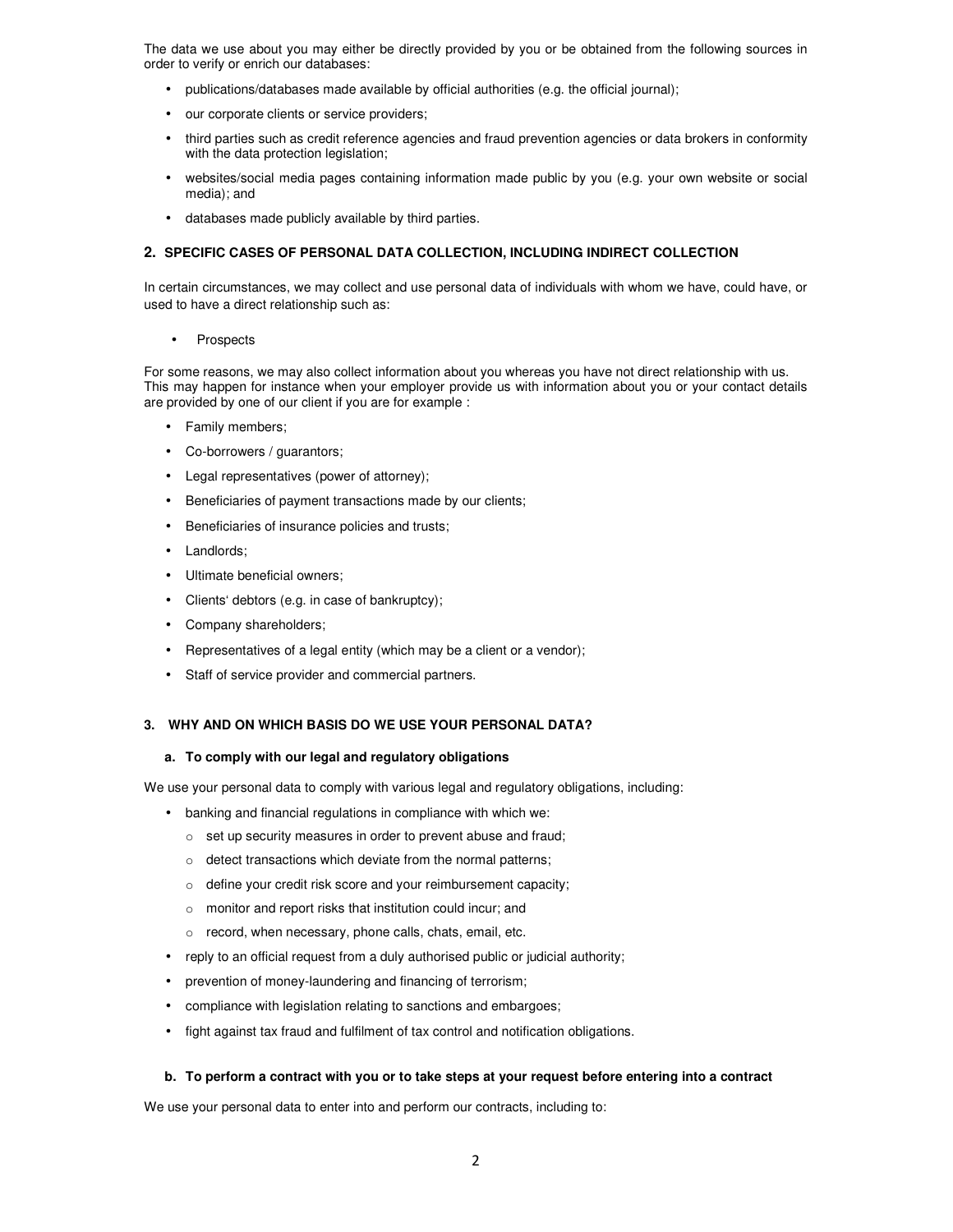The data we use about you may either be directly provided by you or be obtained from the following sources in order to verify or enrich our databases:

- publications/databases made available by official authorities (e.g. the official journal);
- our corporate clients or service providers;
- third parties such as credit reference agencies and fraud prevention agencies or data brokers in conformity with the data protection legislation;
- websites/social media pages containing information made public by you (e.g. your own website or social media); and
- databases made publicly available by third parties.

## 2. SPECIFIC CASES OF PERSONAL DATA COLLECTION, INCLUDING INDIRECT COLLECTION

In certain circumstances, we may collect and use personal data of individuals with whom we have, could have, or used to have a direct relationship such as:

- Prospects

For some reasons, we may also collect information about you whereas you have not direct relationship with us. This may happen for instance when your employer provide us with information about you or your contact details are provided by one of our client if you are for example :

- Family members;
- Co-borrowers / guarantors;
- Legal representatives (power of attorney);
- Beneficiaries of payment transactions made by our clients;
- Beneficiaries of insurance policies and trusts;
- Landlords;
- Ultimate beneficial owners;
- Clients' debtors (e.g. in case of bankruptcy);
- Company shareholders;
- Representatives of a legal entity (which may be a client or a vendor);
- Staff of service provider and commercial partners.

## 3. WHY AND ON WHICH BASIS DO WE USE YOUR PERSONAL DATA?

### a. To comply with our legal and regulatory obligations

We use your personal data to comply with various legal and regulatory obligations, including:

- banking and financial regulations in compliance with which we:
  - set up security measures in order to prevent abuse and fraud;
  - detect transactions which deviate from the normal patterns;
  - define your credit risk score and your reimbursement capacity;
  - monitor and report risks that institution could incur; and
  - record, when necessary, phone calls, chats, email, etc.
- reply to an official request from a duly authorised public or judicial authority;
- prevention of money-laundering and financing of terrorism;
- compliance with legislation relating to sanctions and embargoes;
- fight against tax fraud and fulfilment of tax control and notification obligations.

### b. To perform a contract with you or to take steps at your request before entering into a contract

We use your personal data to enter into and perform our contracts, including to: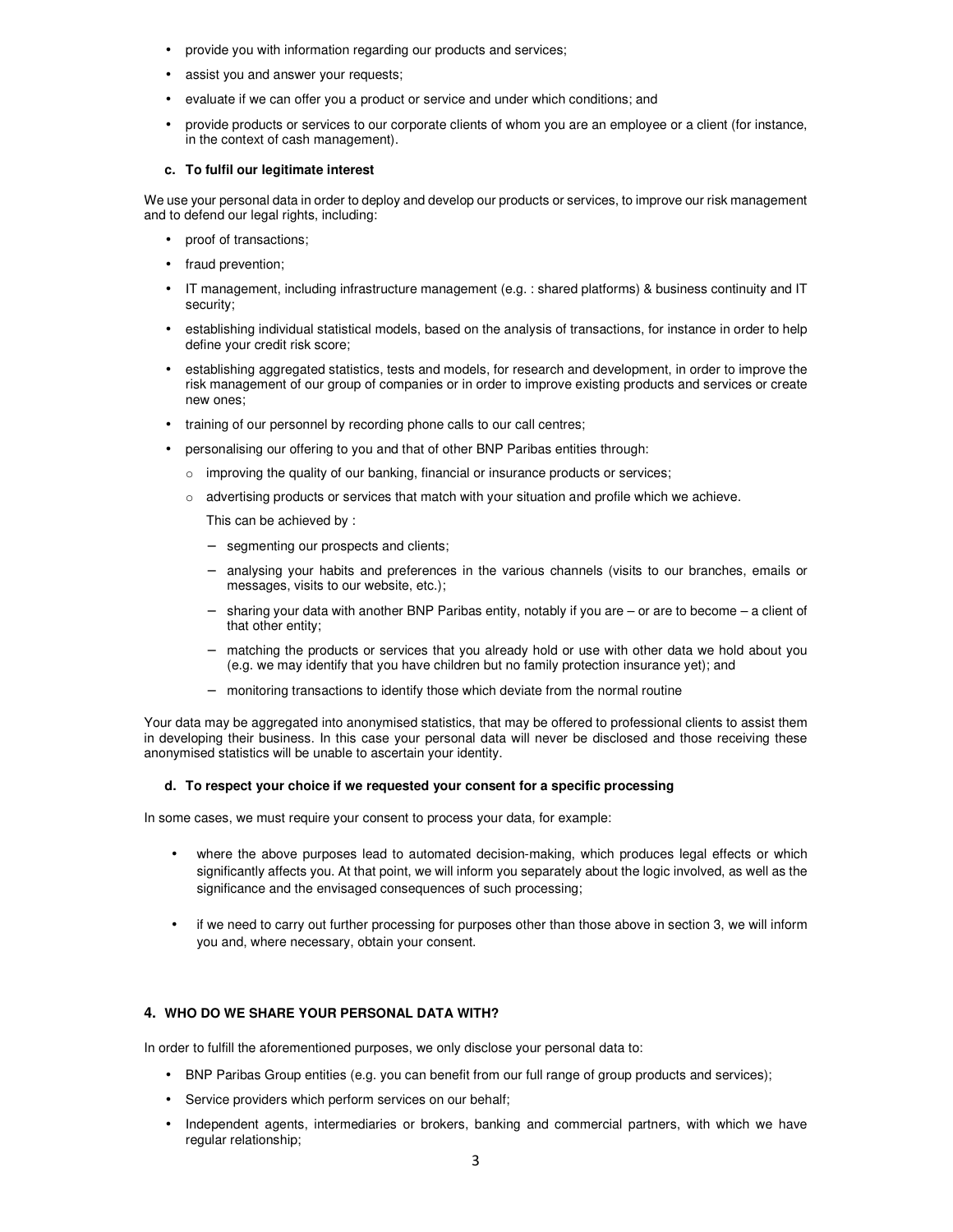- provide you with information regarding our products and services;
- assist you and answer your requests;
- evaluate if we can offer you a product or service and under which conditions; and
- provide products or services to our corporate clients of whom you are an employee or a client (for instance, in the context of cash management).

**c. To fulfil our legitimate interest**

We use your personal data in order to deploy and develop our products or services, to improve our risk management and to defend our legal rights, including:

- proof of transactions;
- fraud prevention;
- IT management, including infrastructure management (e.g. : shared platforms) & business continuity and IT security;
- establishing individual statistical models, based on the analysis of transactions, for instance in order to help define your credit risk score;
- establishing aggregated statistics, tests and models, for research and development, in order to improve the risk management of our group of companies or in order to improve existing products and services or create new ones;
- training of our personnel by recording phone calls to our call centres;
- personalising our offering to you and that of other BNP Paribas entities through:
  - improving the quality of our banking, financial or insurance products or services;
  - advertising products or services that match with your situation and profile which we achieve.

    This can be achieved by :

    - segmenting our prospects and clients;
    - analysing your habits and preferences in the various channels (visits to our branches, emails or messages, visits to our website, etc.);
    - sharing your data with another BNP Paribas entity, notably if you are – or are to become – a client of that other entity;
    - matching the products or services that you already hold or use with other data we hold about you (e.g. we may identify that you have children but no family protection insurance yet); and
    - monitoring transactions to identify those which deviate from the normal routine

Your data may be aggregated into anonymised statistics, that may be offered to professional clients to assist them in developing their business. In this case your personal data will never be disclosed and those receiving these anonymised statistics will be unable to ascertain your identity.

**d. To respect your choice if we requested your consent for a specific processing**

In some cases, we must require your consent to process your data, for example:

- where the above purposes lead to automated decision-making, which produces legal effects or which significantly affects you. At that point, we will inform you separately about the logic involved, as well as the significance and the envisaged consequences of such processing;
- if we need to carry out further processing for purposes other than those above in section 3, we will inform you and, where necessary, obtain your consent.

## 4. WHO DO WE SHARE YOUR PERSONAL DATA WITH?

In order to fulfill the aforementioned purposes, we only disclose your personal data to:

- BNP Paribas Group entities (e.g. you can benefit from our full range of group products and services);
- Service providers which perform services on our behalf;
- Independent agents, intermediaries or brokers, banking and commercial partners, with which we have regular relationship;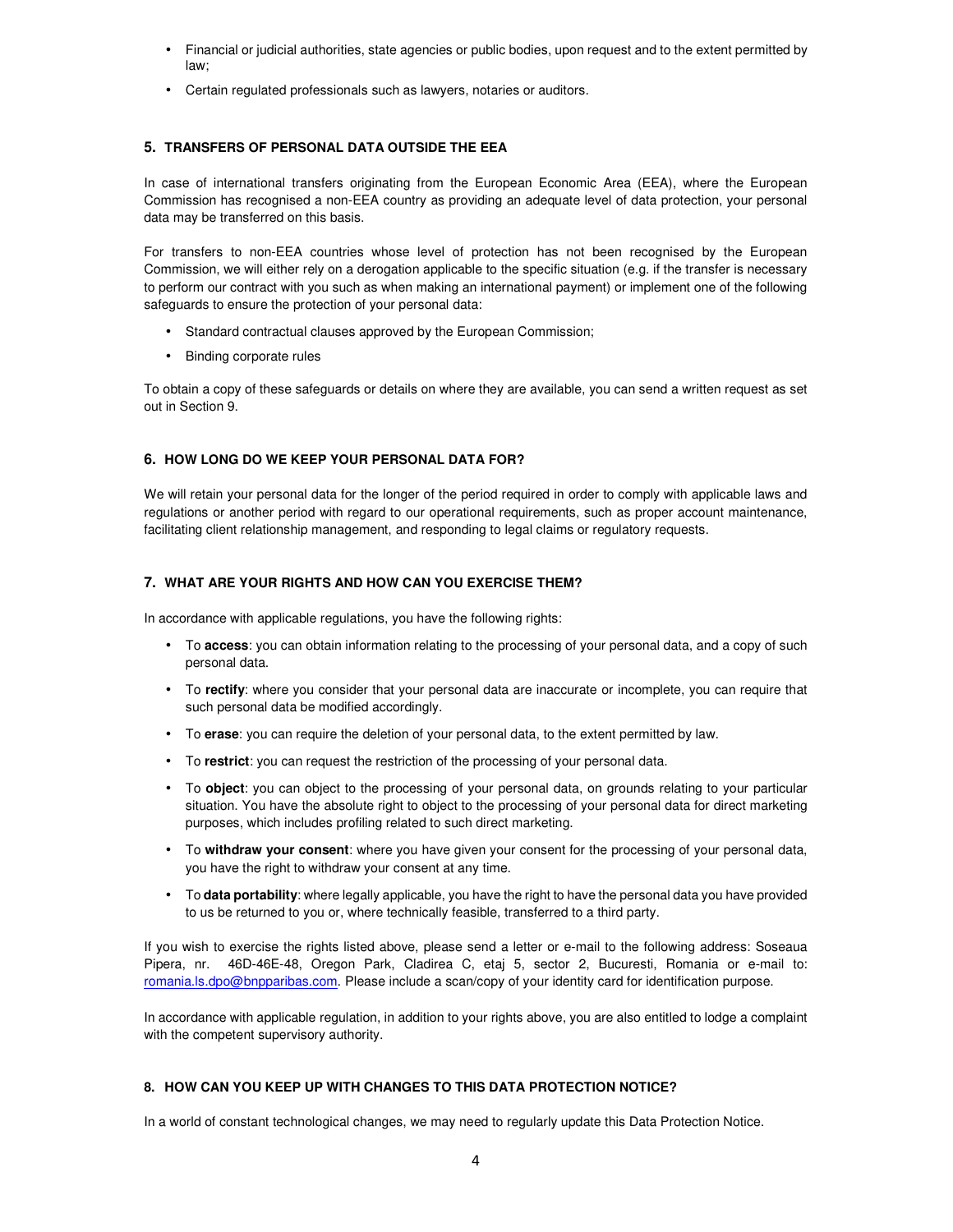- Financial or judicial authorities, state agencies or public bodies, upon request and to the extent permitted by law;
- Certain regulated professionals such as lawyers, notaries or auditors.

## 5. TRANSFERS OF PERSONAL DATA OUTSIDE THE EEA

In case of international transfers originating from the European Economic Area (EEA), where the European Commission has recognised a non-EEA country as providing an adequate level of data protection, your personal data may be transferred on this basis.

For transfers to non-EEA countries whose level of protection has not been recognised by the European Commission, we will either rely on a derogation applicable to the specific situation (e.g. if the transfer is necessary to perform our contract with you such as when making an international payment) or implement one of the following safeguards to ensure the protection of your personal data:

- Standard contractual clauses approved by the European Commission;
- Binding corporate rules

To obtain a copy of these safeguards or details on where they are available, you can send a written request as set out in Section 9.

## 6. HOW LONG DO WE KEEP YOUR PERSONAL DATA FOR?

We will retain your personal data for the longer of the period required in order to comply with applicable laws and regulations or another period with regard to our operational requirements, such as proper account maintenance, facilitating client relationship management, and responding to legal claims or regulatory requests.

## 7. WHAT ARE YOUR RIGHTS AND HOW CAN YOU EXERCISE THEM?

In accordance with applicable regulations, you have the following rights:

- To **access**: you can obtain information relating to the processing of your personal data, and a copy of such personal data.
- To **rectify**: where you consider that your personal data are inaccurate or incomplete, you can require that such personal data be modified accordingly.
- To **erase**: you can require the deletion of your personal data, to the extent permitted by law.
- To **restrict**: you can request the restriction of the processing of your personal data.
- To **object**: you can object to the processing of your personal data, on grounds relating to your particular situation. You have the absolute right to object to the processing of your personal data for direct marketing purposes, which includes profiling related to such direct marketing.
- To **withdraw your consent**: where you have given your consent for the processing of your personal data, you have the right to withdraw your consent at any time.
- To **data portability**: where legally applicable, you have the right to have the personal data you have provided to us be returned to you or, where technically feasible, transferred to a third party.

If you wish to exercise the rights listed above, please send a letter or e-mail to the following address: Soseaua Pipera, nr. 46D-46E-48, Oregon Park, Cladirea C, etaj 5, sector 2, Bucuresti, Romania or e-mail to: romania.ls.dpo@bnpparibas.com. Please include a scan/copy of your identity card for identification purpose.

In accordance with applicable regulation, in addition to your rights above, you are also entitled to lodge a complaint with the competent supervisory authority.

## 8. HOW CAN YOU KEEP UP WITH CHANGES TO THIS DATA PROTECTION NOTICE?

In a world of constant technological changes, we may need to regularly update this Data Protection Notice.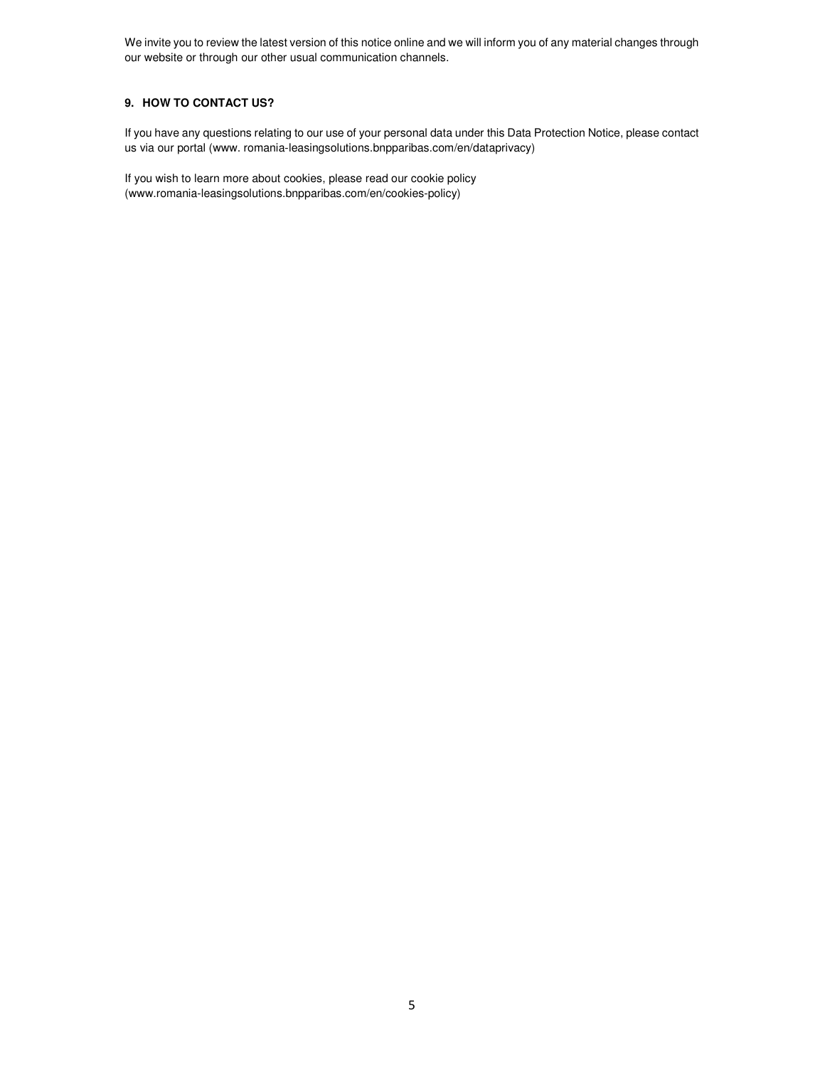We invite you to review the latest version of this notice online and we will inform you of any material changes through our website or through our other usual communication channels.

## 9. HOW TO CONTACT US?

If you have any questions relating to our use of your personal data under this Data Protection Notice, please contact us via our portal (www. romania-leasingsolutions.bnpparibas.com/en/dataprivacy)

If you wish to learn more about cookies, please read our cookie policy (www.romania-leasingsolutions.bnpparibas.com/en/cookies-policy)